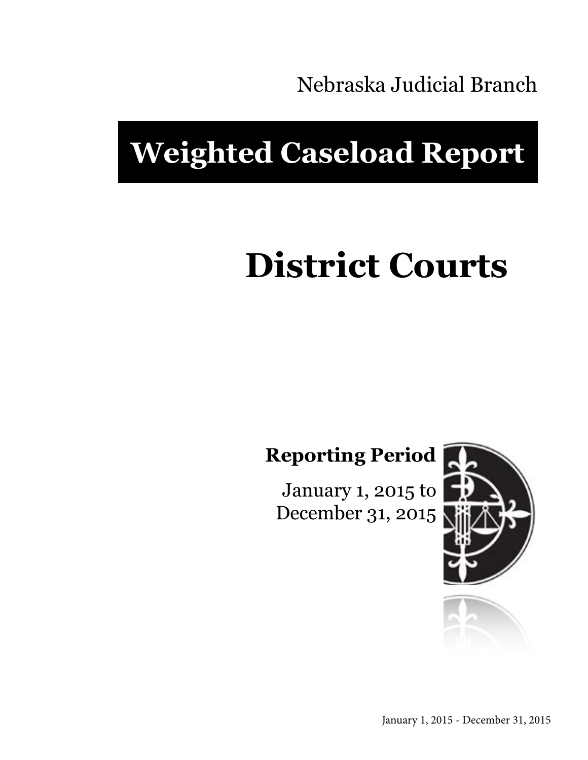Nebraska Judicial Branch

# Weighted Caseload Report

# District Courts

**Reporting Period**

January 1, 2015 to
December 31, 2015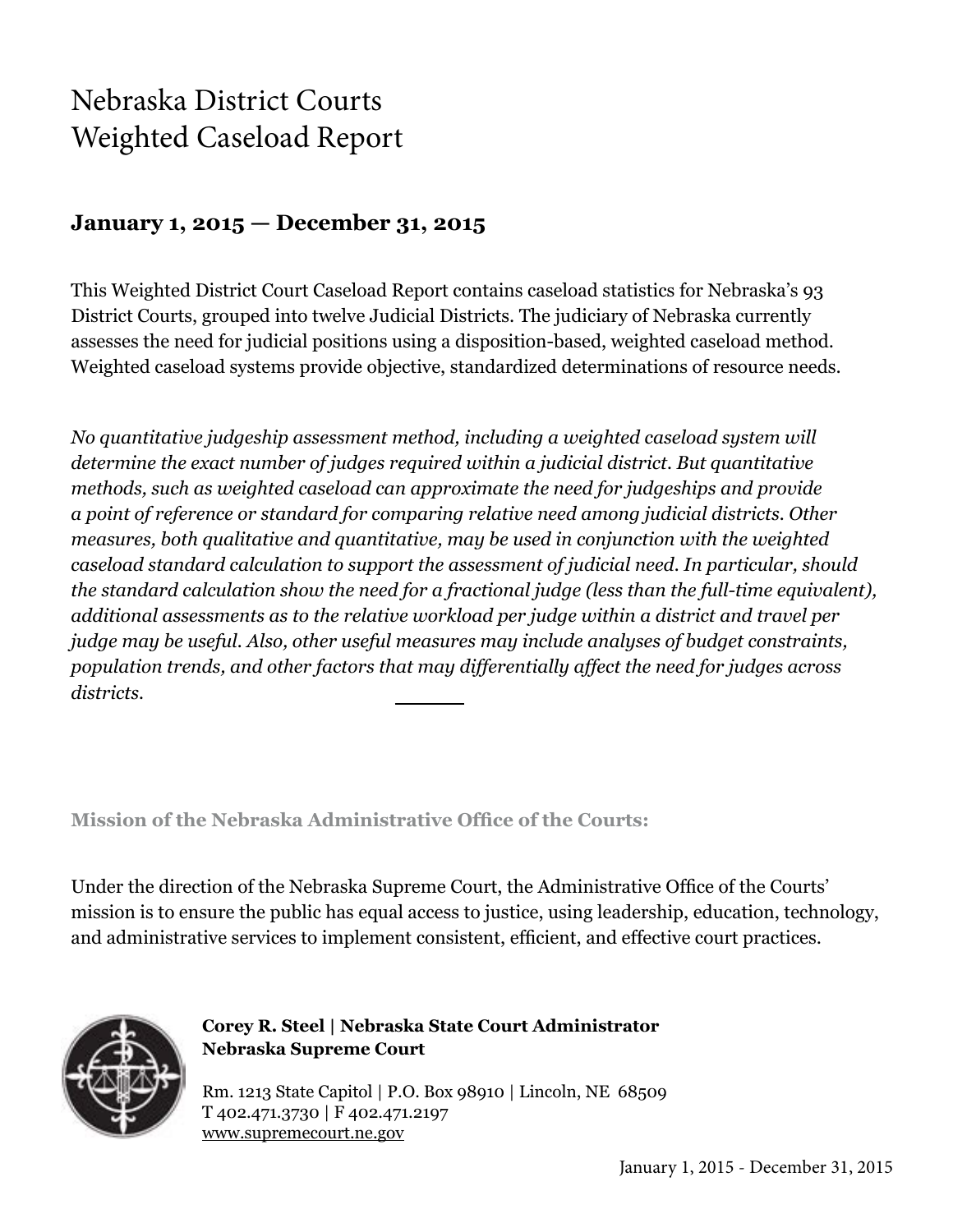# Nebraska District Courts
# Weighted Caseload Report

## January 1, 2015 — December 31, 2015

This Weighted District Court Caseload Report contains caseload statistics for Nebraska's 93 District Courts, grouped into twelve Judicial Districts. The judiciary of Nebraska currently assesses the need for judicial positions using a disposition-based, weighted caseload method. Weighted caseload systems provide objective, standardized determinations of resource needs.

*No quantitative judgeship assessment method, including a weighted caseload system will determine the exact number of judges required within a judicial district. But quantitative methods, such as weighted caseload can approximate the need for judgeships and provide a point of reference or standard for comparing relative need among judicial districts. Other measures, both qualitative and quantitative, may be used in conjunction with the weighted caseload standard calculation to support the assessment of judicial need. In particular, should the standard calculation show the need for a fractional judge (less than the full-time equivalent), additional assessments as to the relative workload per judge within a district and travel per judge may be useful. Also, other useful measures may include analyses of budget constraints, population trends, and other factors that may differentially affect the need for judges across districts.*

**Mission of the Nebraska Administrative Office of the Courts:**

Under the direction of the Nebraska Supreme Court, the Administrative Office of the Courts' mission is to ensure the public has equal access to justice, using leadership, education, technology, and administrative services to implement consistent, efficient, and effective court practices.

**Corey R. Steel | Nebraska State Court Administrator**
**Nebraska Supreme Court**

Rm. 1213 State Capitol | P.O. Box 98910 | Lincoln, NE 68509
T 402.471.3730 | F 402.471.2197
www.supremecourt.ne.gov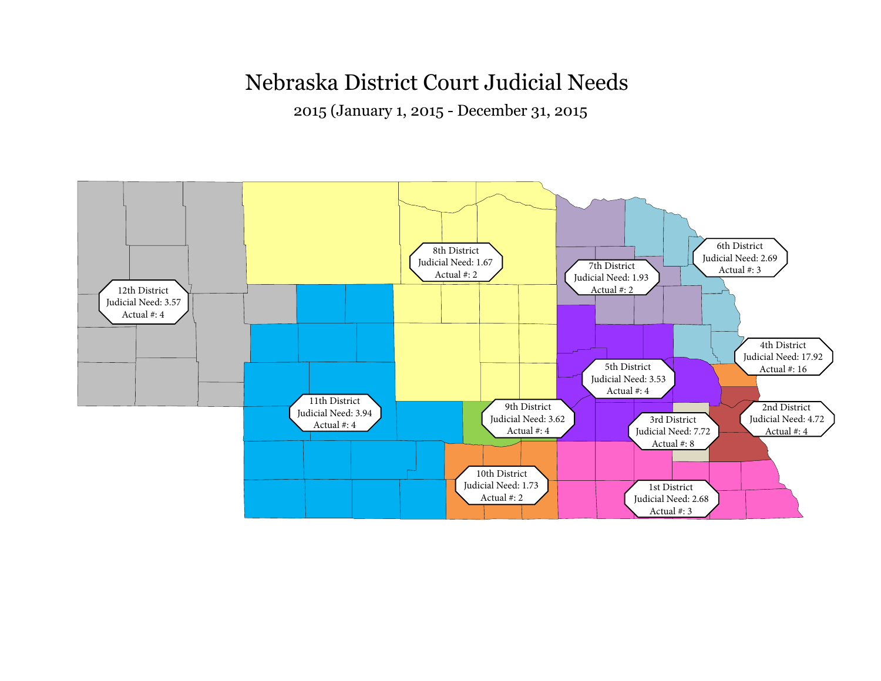# Nebraska District Court Judicial Needs

2015 (January 1, 2015 - December 31, 2015

12th District
Judicial Need: 3.57
Actual #: 4

8th District
Judicial Need: 1.67
Actual #: 2

7th District
Judicial Need: 1.93
Actual #: 2

6th District
Judicial Need: 2.69
Actual #: 3

4th District
Judicial Need: 17.92
Actual #: 16

5th District
Judicial Need: 3.53
Actual #: 4

11th District
Judicial Need: 3.94
Actual #: 4

9th District
Judicial Need: 3.62
Actual #: 4

3rd District
Judicial Need: 7.72
Actual #: 8

2nd District
Judicial Need: 4.72
Actual #: 4

10th District
Judicial Need: 1.73
Actual #: 2

1st District
Judicial Need: 2.68
Actual #: 3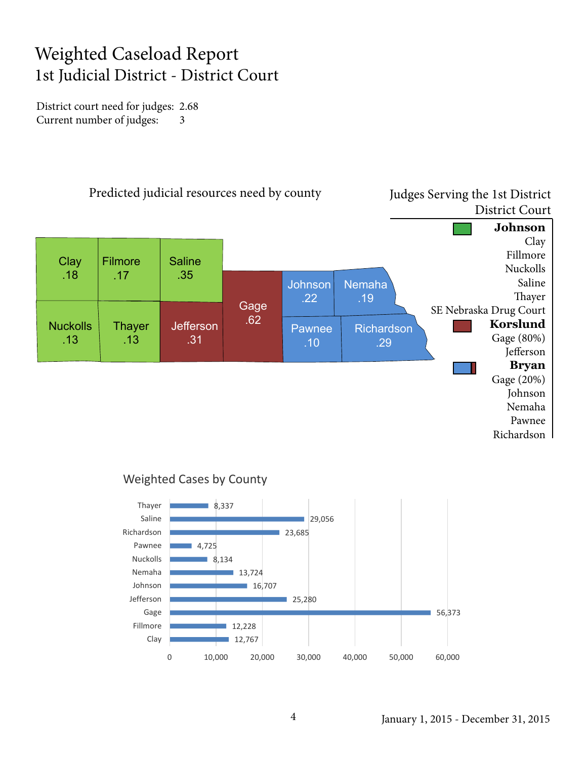# Weighted Caseload Report
## 1st Judicial District - District Court

District court need for judges: 2.68
Current number of judges: 3

### Predicted judicial resources need by county

| County | Need |
|---|---|
| Clay | .18 |
| Filmore | .17 |
| Saline | .35 |
| Nuckolls | .13 |
| Thayer | .13 |
| Jefferson | .31 |
| Gage | .62 |
| Johnson | .22 |
| Nemaha | .19 |
| Pawnee | .10 |
| Richardson | .29 |

### Judges Serving the 1st District District Court

**Johnson**
- Clay
- Fillmore
- Nuckolls
- Saline
- Thayer
- SE Nebraska Drug Court

**Korslund**
- Gage (80%)
- Jefferson

**Bryan**
- Gage (20%)
- Johnson
- Nemaha
- Pawnee
- Richardson

### Weighted Cases by County

| County | Weighted Cases |
|---|---|
| Thayer | 8,337 |
| Saline | 29,056 |
| Richardson | 23,685 |
| Pawnee | 4,725 |
| Nuckolls | 8,134 |
| Nemaha | 13,724 |
| Johnson | 16,707 |
| Jefferson | 25,280 |
| Gage | 56,373 |
| Fillmore | 12,228 |
| Clay | 12,767 |

January 1, 2015 - December 31, 2015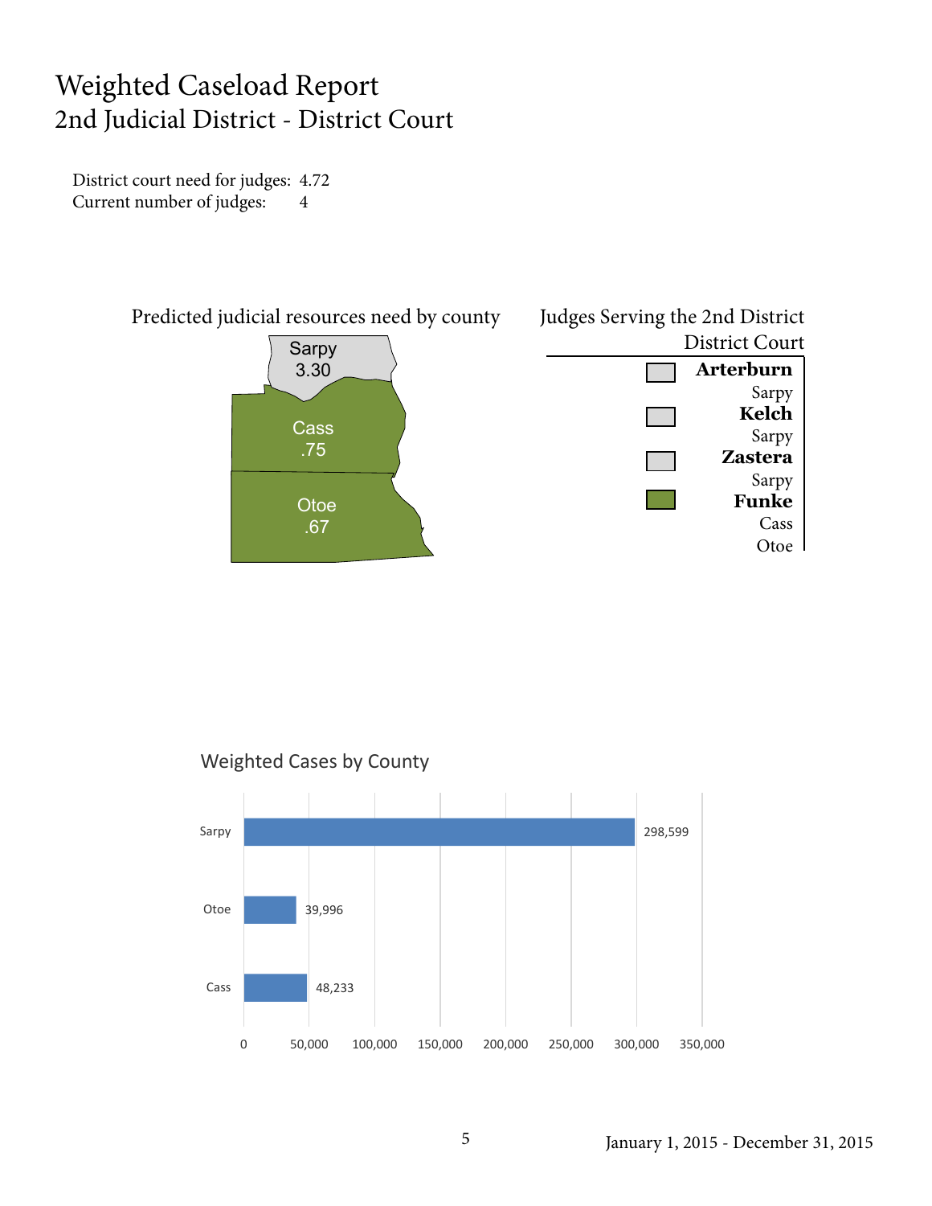# Weighted Caseload Report
## 2nd Judicial District - District Court

District court need for judges: 4.72
Current number of judges: 4

**Predicted judicial resources need by county**

| County | Need |
|---|---|
| Sarpy | 3.30 |
| Cass | .75 |
| Otoe | .67 |

**Judges Serving the 2nd District District Court**

| Judge | Counties |
|---|---|
| **Arterburn** | Sarpy |
| **Kelch** | Sarpy |
| **Zastera** | Sarpy |
| **Funke** | Cass, Otoe |

**Weighted Cases by County**

| County | Weighted Cases |
|---|---|
| Sarpy | 298,599 |
| Otoe | 39,996 |
| Cass | 48,233 |

January 1, 2015 - December 31, 2015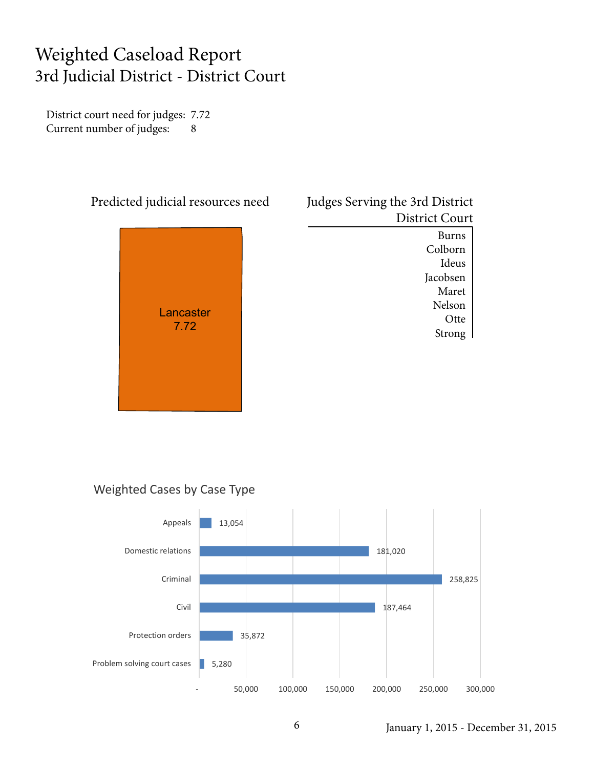# Weighted Caseload Report

## 3rd Judicial District - District Court

District court need for judges: 7.72
Current number of judges: 8

### Predicted judicial resources need

Lancaster
7.72

### Judges Serving the 3rd District District Court

| Judges Serving the 3rd District District Court |
|---|
| Burns |
| Colborn |
| Ideus |
| Jacobsen |
| Maret |
| Nelson |
| Otte |
| Strong |

### Weighted Cases by Case Type

| Case Type | Weighted Cases |
|---|---|
| Appeals | 13,054 |
| Domestic relations | 181,020 |
| Criminal | 258,825 |
| Civil | 187,464 |
| Protection orders | 35,872 |
| Problem solving court cases | 5,280 |

January 1, 2015 - December 31, 2015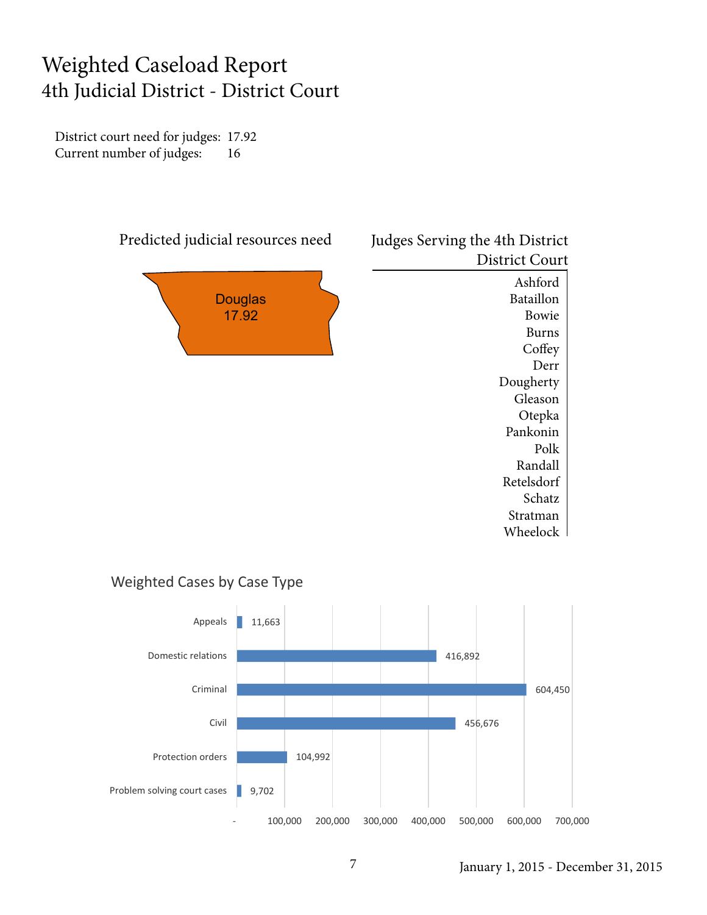# Weighted Caseload Report
## 4th Judicial District - District Court

District court need for judges: 17.92
Current number of judges: 16

### Predicted judicial resources need

Douglas
17.92

### Judges Serving the 4th District District Court

Ashford
Bataillon
Bowie
Burns
Coffey
Derr
Dougherty
Gleason
Otepka
Pankonin
Polk
Randall
Retelsdorf
Schatz
Stratman
Wheelock

### Weighted Cases by Case Type

| Case Type | Weighted Cases |
|---|---|
| Appeals | 11,663 |
| Domestic relations | 416,892 |
| Criminal | 604,450 |
| Civil | 456,676 |
| Protection orders | 104,992 |
| Problem solving court cases | 9,702 |

January 1, 2015 - December 31, 2015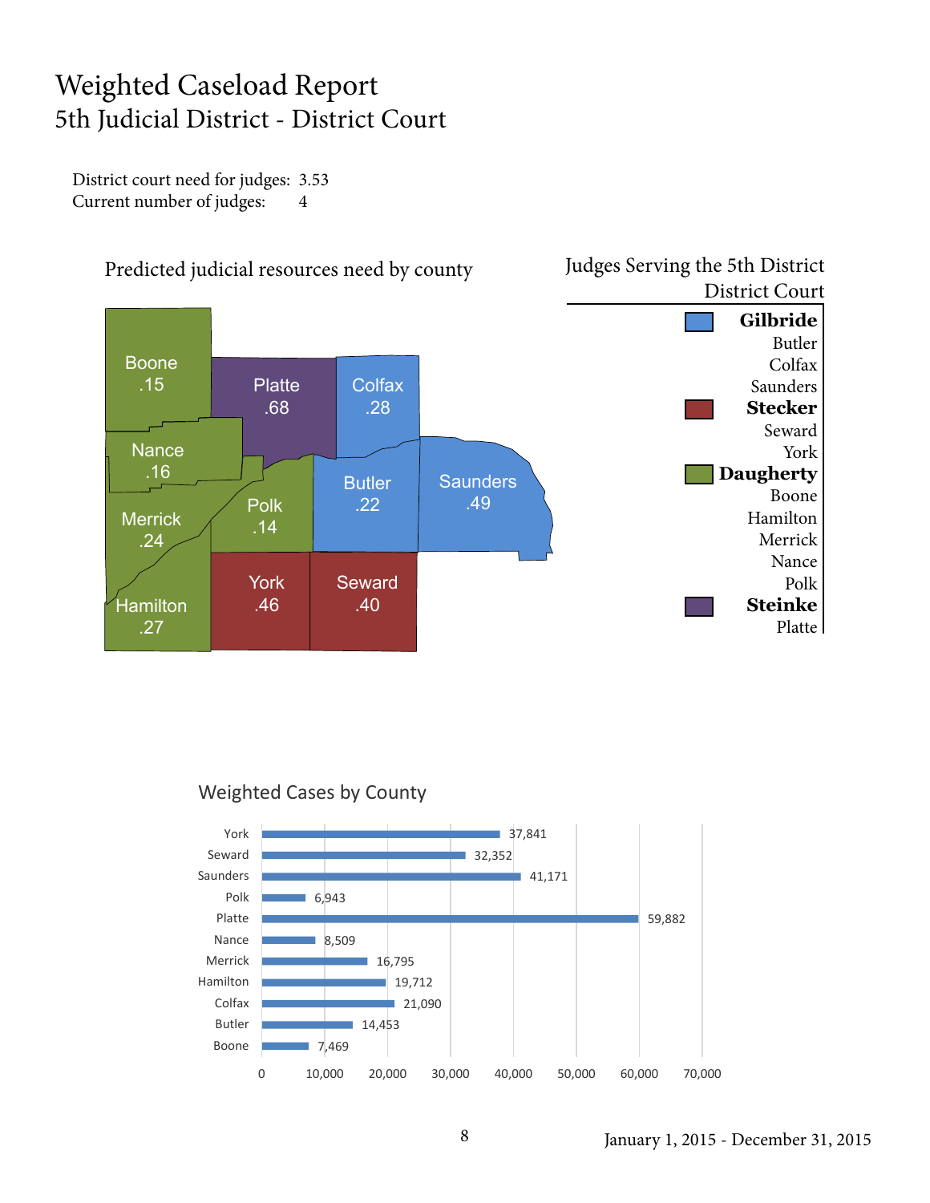# Weighted Caseload Report
## 5th Judicial District - District Court

District court need for judges: 3.53
Current number of judges: 4

### Predicted judicial resources need by county

| County | Need |
|---|---|
| Boone | .15 |
| Platte | .68 |
| Colfax | .28 |
| Nance | .16 |
| Merrick | .24 |
| Polk | .14 |
| Butler | .22 |
| Saunders | .49 |
| Hamilton | .27 |
| York | .46 |
| Seward | .40 |

### Judges Serving the 5th District District Court

| Judge | Counties |
|---|---|
| **Gilbride** | Butler, Colfax, Saunders |
| **Stecker** | Seward, York |
| **Daugherty** | Boone, Hamilton, Merrick, Nance, Polk |
| **Steinke** | Platte |

### Weighted Cases by County

| County | Weighted Cases |
|---|---|
| York | 37,841 |
| Seward | 32,352 |
| Saunders | 41,171 |
| Polk | 6,943 |
| Platte | 59,882 |
| Nance | 8,509 |
| Merrick | 16,795 |
| Hamilton | 19,712 |
| Colfax | 21,090 |
| Butler | 14,453 |
| Boone | 7,469 |

January 1, 2015 - December 31, 2015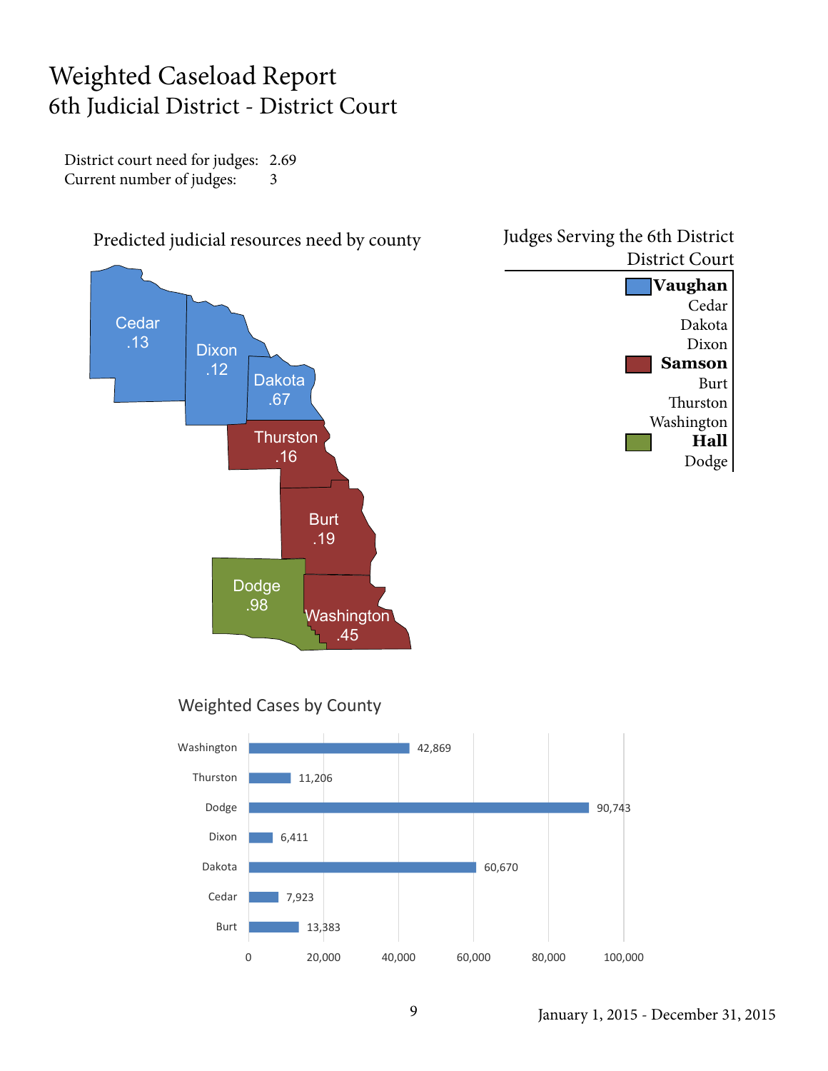# Weighted Caseload Report
## 6th Judicial District - District Court

District court need for judges: 2.69
Current number of judges: 3

### Predicted judicial resources need by county

| County | Need |
|---|---|
| Cedar | .13 |
| Dixon | .12 |
| Dakota | .67 |
| Thurston | .16 |
| Burt | .19 |
| Dodge | .98 |
| Washington | .45 |

### Judges Serving the 6th District District Court

**Vaughan**
- Cedar
- Dakota
- Dixon

**Samson**
- Burt
- Thurston
- Washington

**Hall**
- Dodge

### Weighted Cases by County

| County | Weighted Cases |
|---|---|
| Washington | 42,869 |
| Thurston | 11,206 |
| Dodge | 90,743 |
| Dixon | 6,411 |
| Dakota | 60,670 |
| Cedar | 7,923 |
| Burt | 13,383 |

January 1, 2015 - December 31, 2015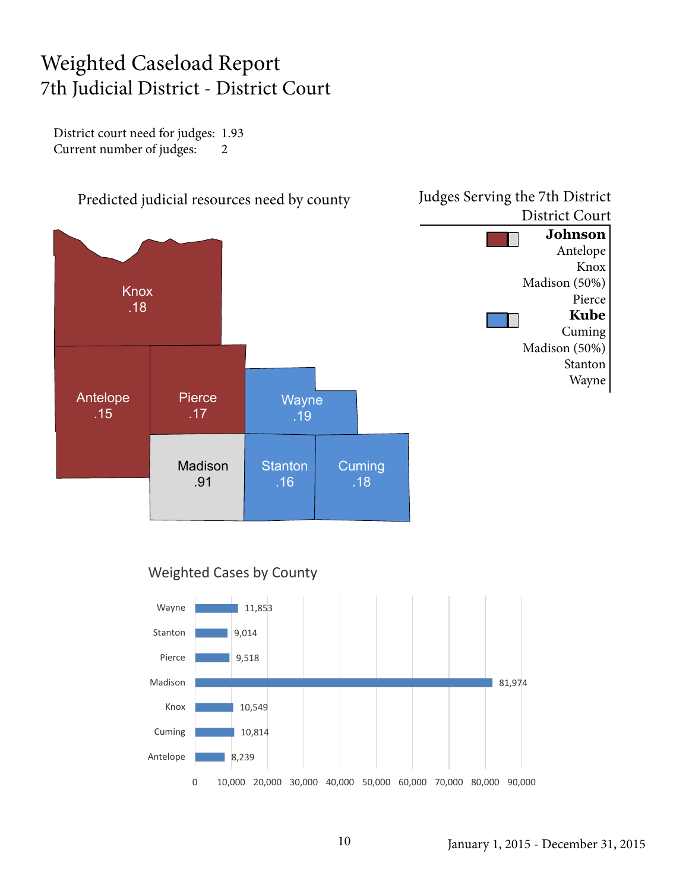# Weighted Caseload Report

## 7th Judicial District - District Court

District court need for judges: 1.93
Current number of judges: 2

### Predicted judicial resources need by county

| County | Need |
|---|---|
| Knox | .18 |
| Antelope | .15 |
| Pierce | .17 |
| Wayne | .19 |
| Madison | .91 |
| Stanton | .16 |
| Cuming | .18 |

### Judges Serving the 7th District District Court

**Johnson**
Antelope
Knox
Madison (50%)
Pierce

**Kube**
Cuming
Madison (50%)
Stanton
Wayne

### Weighted Cases by County

| County | Weighted Cases |
|---|---|
| Wayne | 11,853 |
| Stanton | 9,014 |
| Pierce | 9,518 |
| Madison | 81,974 |
| Knox | 10,549 |
| Cuming | 10,814 |
| Antelope | 8,239 |

January 1, 2015 - December 31, 2015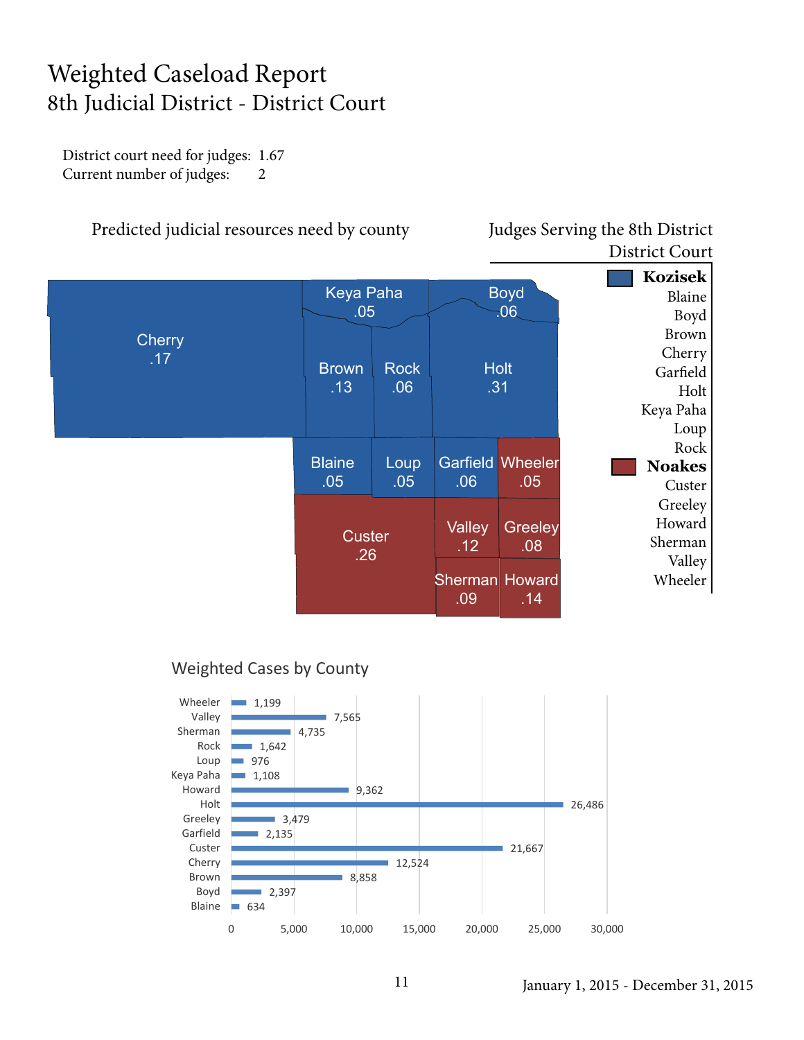# Weighted Caseload Report
## 8th Judicial District - District Court

District court need for judges: 1.67
Current number of judges: 2

### Predicted judicial resources need by county

| County | Need |
|---|---|
| Cherry | .17 |
| Keya Paha | .05 |
| Boyd | .06 |
| Brown | .13 |
| Rock | .06 |
| Holt | .31 |
| Blaine | .05 |
| Loup | .05 |
| Garfield | .06 |
| Wheeler | .05 |
| Custer | .26 |
| Valley | .12 |
| Greeley | .08 |
| Sherman | .09 |
| Howard | .14 |

### Judges Serving the 8th District District Court

**Kozisek**
- Blaine
- Boyd
- Brown
- Cherry
- Garfield
- Holt
- Keya Paha
- Loup
- Rock

**Noakes**
- Custer
- Greeley
- Howard
- Sherman
- Valley
- Wheeler

### Weighted Cases by County

| County | Weighted Cases |
|---|---|
| Wheeler | 1,199 |
| Valley | 7,565 |
| Sherman | 4,735 |
| Rock | 1,642 |
| Loup | 976 |
| Keya Paha | 1,108 |
| Howard | 9,362 |
| Holt | 26,486 |
| Greeley | 3,479 |
| Garfield | 2,135 |
| Custer | 21,667 |
| Cherry | 12,524 |
| Brown | 8,858 |
| Boyd | 2,397 |
| Blaine | 634 |

January 1, 2015 - December 31, 2015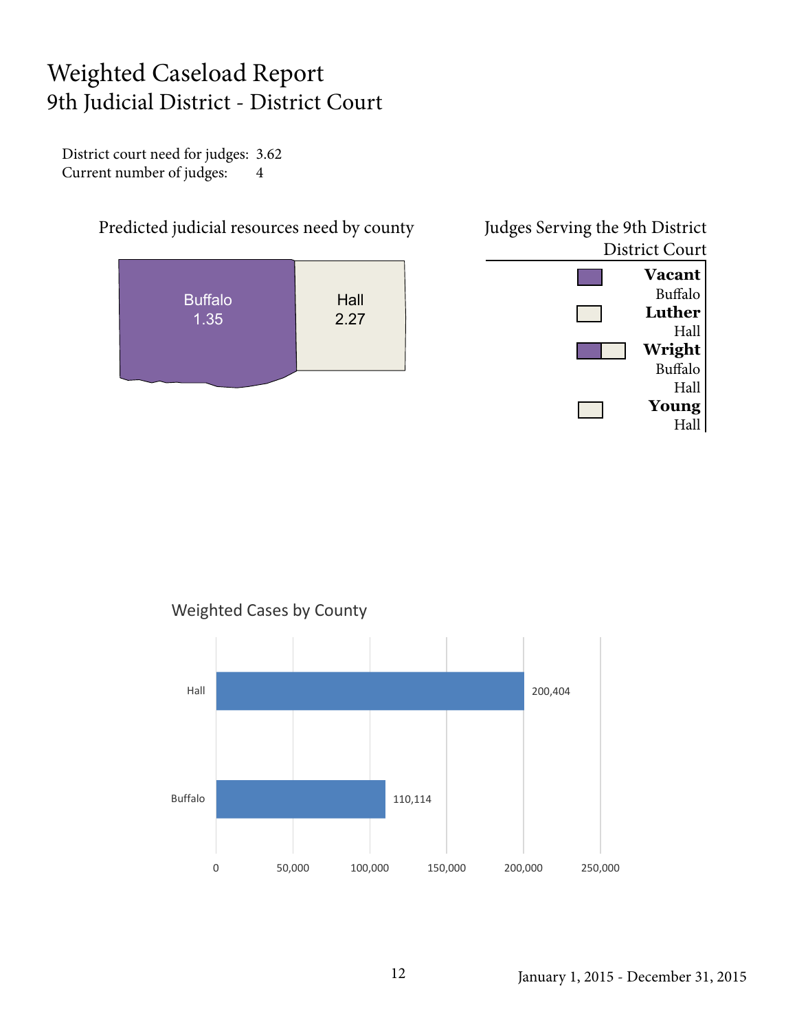# Weighted Caseload Report
## 9th Judicial District - District Court

District court need for judges: 3.62
Current number of judges: 4

### Predicted judicial resources need by county

| County | Need |
|---|---|
| Buffalo | 1.35 |
| Hall | 2.27 |

### Judges Serving the 9th District District Court

**Vacant**
Buffalo

**Luther**
Hall

**Wright**
Buffalo
Hall

**Young**
Hall

### Weighted Cases by County

| County | Weighted Cases |
|---|---|
| Hall | 200,404 |
| Buffalo | 110,114 |

January 1, 2015 - December 31, 2015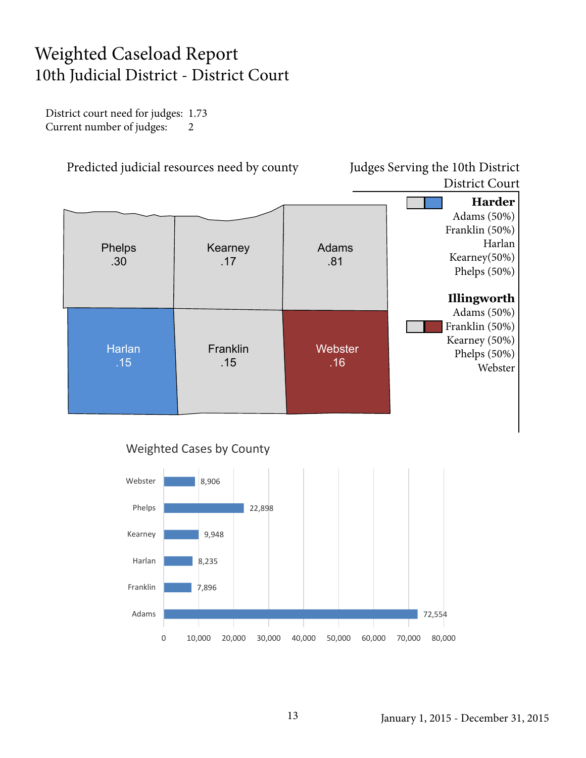# Weighted Caseload Report
## 10th Judicial District - District Court

District court need for judges: 1.73
Current number of judges: 2

### Predicted judicial resources need by county

| County | Need |
|---|---|
| Phelps | .30 |
| Kearney | .17 |
| Adams | .81 |
| Harlan | .15 |
| Franklin | .15 |
| Webster | .16 |

### Judges Serving the 10th District District Court

**Harder**
Adams (50%)
Franklin (50%)
Harlan
Kearney(50%)
Phelps (50%)

**Illingworth**
Adams (50%)
Franklin (50%)
Kearney (50%)
Phelps (50%)
Webster

### Weighted Cases by County

| County | Weighted Cases |
|---|---|
| Webster | 8,906 |
| Phelps | 22,898 |
| Kearney | 9,948 |
| Harlan | 8,235 |
| Franklin | 7,896 |
| Adams | 72,554 |

January 1, 2015 - December 31, 2015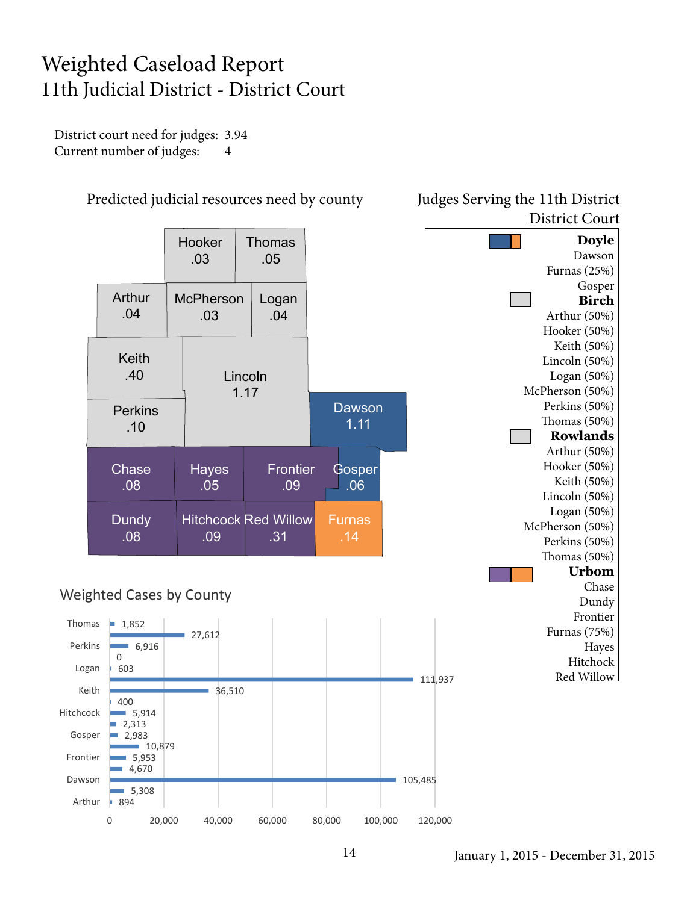# Weighted Caseload Report
## 11th Judicial District - District Court

District court need for judges: 3.94
Current number of judges: 4

### Predicted judicial resources need by county

| County | Need |
|---|---|
| Hooker | .03 |
| Thomas | .05 |
| Arthur | .04 |
| McPherson | .03 |
| Logan | .04 |
| Keith | .40 |
| Lincoln | 1.17 |
| Perkins | .10 |
| Dawson | 1.11 |
| Chase | .08 |
| Hayes | .05 |
| Frontier | .09 |
| Gosper | .06 |
| Dundy | .08 |
| Hitchcock | .09 |
| Red Willow | .31 |
| Furnas | .14 |

### Judges Serving the 11th District District Court

**Doyle**
Dawson
Furnas (25%)
Gosper

**Birch**
Arthur (50%)
Hooker (50%)
Keith (50%)
Lincoln (50%)
Logan (50%)
McPherson (50%)
Perkins (50%)
Thomas (50%)

**Rowlands**
Arthur (50%)
Hooker (50%)
Keith (50%)
Lincoln (50%)
Logan (50%)
McPherson (50%)
Perkins (50%)
Thomas (50%)

**Urbom**
Chase
Dundy
Frontier
Furnas (75%)
Hayes
Hitchcock
Red Willow

### Weighted Cases by County

| County | Weighted Cases |
|---|---|
| Thomas | 1,852 |
| Red Willow | 27,612 |
| Perkins | 6,916 |
| McPherson | 0 |
| Logan | 603 |
| Lincoln | 111,937 |
| Keith | 36,510 |
| Hooker | 400 |
| Hitchcock | 5,914 |
| Hayes | 2,313 |
| Gosper | 2,983 |
| Furnas | 10,879 |
| Frontier | 5,953 |
| Dundy | 4,670 |
| Dawson | 105,485 |
| Chase | 5,308 |
| Arthur | 894 |

January 1, 2015 - December 31, 2015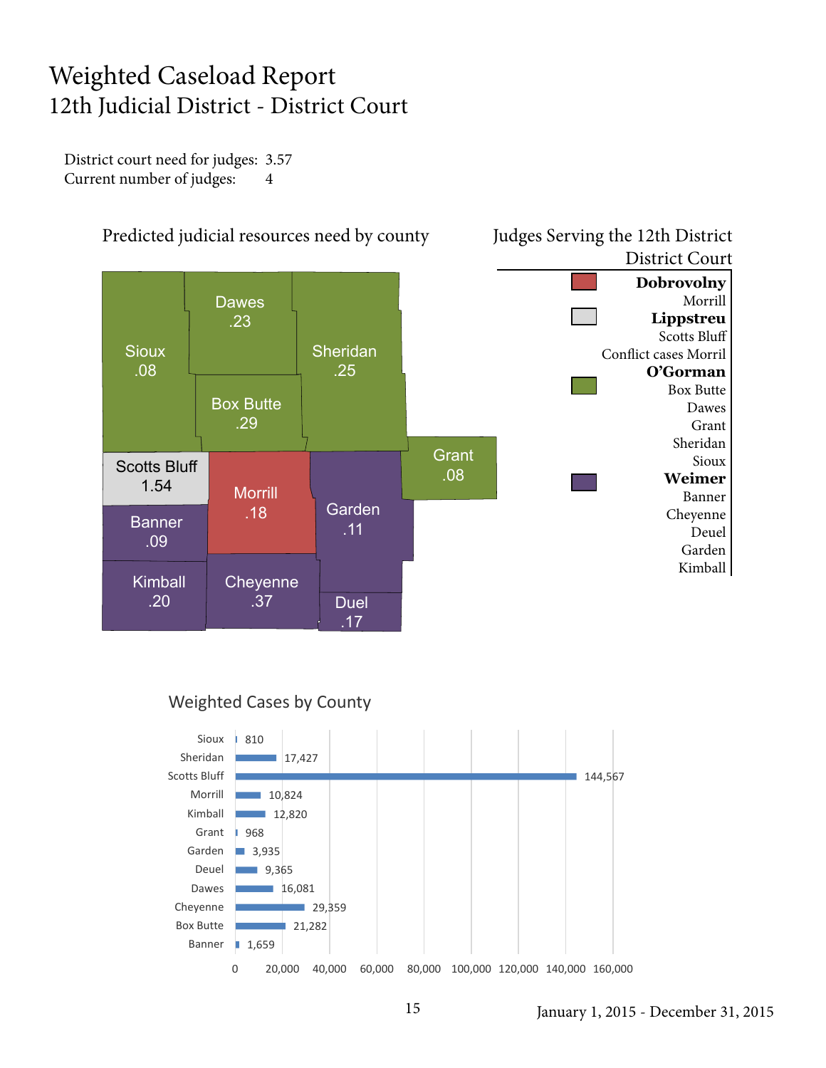# Weighted Caseload Report

## 12th Judicial District - District Court

District court need for judges: 3.57
Current number of judges: 4

### Predicted judicial resources need by county

Sioux .08
Dawes .23
Sheridan .25
Box Butte .29
Grant .08
Scotts Bluff 1.54
Morrill .18
Garden .11
Banner .09
Kimball .20
Cheyenne .37
Duel .17

### Judges Serving the 12th District District Court

**Dobrovolny**
Morrill

**Lippstreu**
Scotts Bluff
Conflict cases Morril

**O'Gorman**
Box Butte
Dawes
Grant
Sheridan
Sioux

**Weimer**
Banner
Cheyenne
Deuel
Garden
Kimball

### Weighted Cases by County

Sioux 810
Sheridan 17,427
Scotts Bluff 144,567
Morrill 10,824
Kimball 12,820
Grant 968
Garden 3,935
Deuel 9,365
Dawes 16,081
Cheyenne 29,359
Box Butte 21,282
Banner 1,659

0 20,000 40,000 60,000 80,000 100,000 120,000 140,000 160,000

January 1, 2015 - December 31, 2015